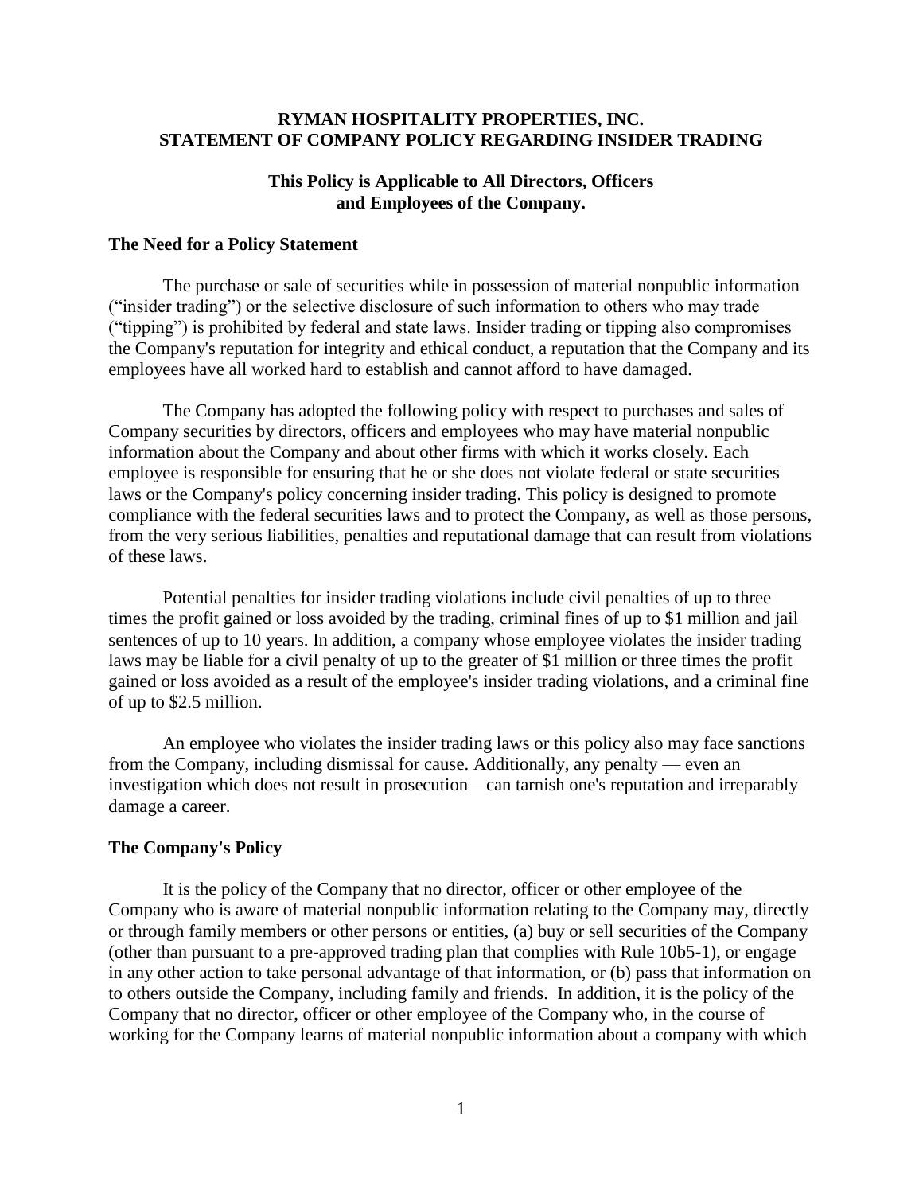# RYMAN HOSPITALITY PROPERTIES, INC.
# STATEMENT OF COMPANY POLICY REGARDING INSIDER TRADING

**This Policy is Applicable to All Directors, Officers and Employees of the Company.**

## The Need for a Policy Statement

The purchase or sale of securities while in possession of material nonpublic information ("insider trading") or the selective disclosure of such information to others who may trade ("tipping") is prohibited by federal and state laws. Insider trading or tipping also compromises the Company's reputation for integrity and ethical conduct, a reputation that the Company and its employees have all worked hard to establish and cannot afford to have damaged.

The Company has adopted the following policy with respect to purchases and sales of Company securities by directors, officers and employees who may have material nonpublic information about the Company and about other firms with which it works closely. Each employee is responsible for ensuring that he or she does not violate federal or state securities laws or the Company's policy concerning insider trading. This policy is designed to promote compliance with the federal securities laws and to protect the Company, as well as those persons, from the very serious liabilities, penalties and reputational damage that can result from violations of these laws.

Potential penalties for insider trading violations include civil penalties of up to three times the profit gained or loss avoided by the trading, criminal fines of up to $1 million and jail sentences of up to 10 years. In addition, a company whose employee violates the insider trading laws may be liable for a civil penalty of up to the greater of $1 million or three times the profit gained or loss avoided as a result of the employee's insider trading violations, and a criminal fine of up to $2.5 million.

An employee who violates the insider trading laws or this policy also may face sanctions from the Company, including dismissal for cause. Additionally, any penalty — even an investigation which does not result in prosecution—can tarnish one's reputation and irreparably damage a career.

## The Company's Policy

It is the policy of the Company that no director, officer or other employee of the Company who is aware of material nonpublic information relating to the Company may, directly or through family members or other persons or entities, (a) buy or sell securities of the Company (other than pursuant to a pre-approved trading plan that complies with Rule 10b5-1), or engage in any other action to take personal advantage of that information, or (b) pass that information on to others outside the Company, including family and friends. In addition, it is the policy of the Company that no director, officer or other employee of the Company who, in the course of working for the Company learns of material nonpublic information about a company with which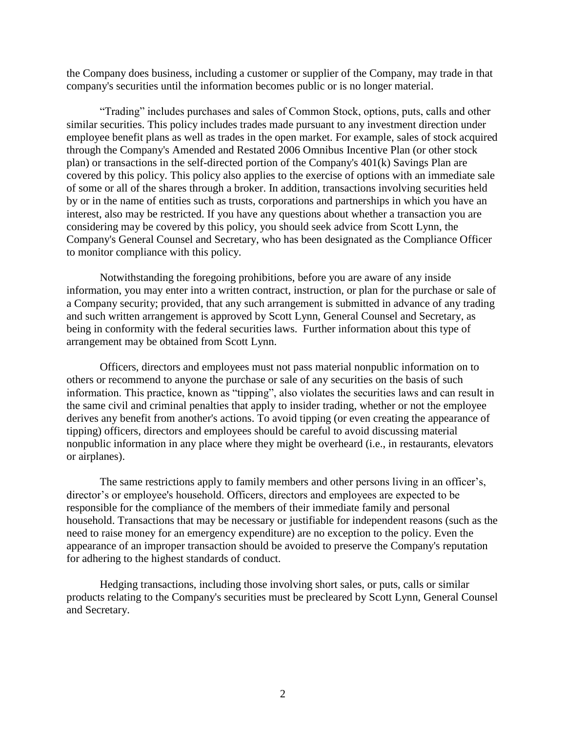the Company does business, including a customer or supplier of the Company, may trade in that company's securities until the information becomes public or is no longer material.

"Trading" includes purchases and sales of Common Stock, options, puts, calls and other similar securities. This policy includes trades made pursuant to any investment direction under employee benefit plans as well as trades in the open market. For example, sales of stock acquired through the Company's Amended and Restated 2006 Omnibus Incentive Plan (or other stock plan) or transactions in the self-directed portion of the Company's 401(k) Savings Plan are covered by this policy. This policy also applies to the exercise of options with an immediate sale of some or all of the shares through a broker. In addition, transactions involving securities held by or in the name of entities such as trusts, corporations and partnerships in which you have an interest, also may be restricted. If you have any questions about whether a transaction you are considering may be covered by this policy, you should seek advice from Scott Lynn, the Company's General Counsel and Secretary, who has been designated as the Compliance Officer to monitor compliance with this policy.

Notwithstanding the foregoing prohibitions, before you are aware of any inside information, you may enter into a written contract, instruction, or plan for the purchase or sale of a Company security; provided, that any such arrangement is submitted in advance of any trading and such written arrangement is approved by Scott Lynn, General Counsel and Secretary, as being in conformity with the federal securities laws. Further information about this type of arrangement may be obtained from Scott Lynn.

Officers, directors and employees must not pass material nonpublic information on to others or recommend to anyone the purchase or sale of any securities on the basis of such information. This practice, known as "tipping", also violates the securities laws and can result in the same civil and criminal penalties that apply to insider trading, whether or not the employee derives any benefit from another's actions. To avoid tipping (or even creating the appearance of tipping) officers, directors and employees should be careful to avoid discussing material nonpublic information in any place where they might be overheard (i.e., in restaurants, elevators or airplanes).

The same restrictions apply to family members and other persons living in an officer's, director's or employee's household. Officers, directors and employees are expected to be responsible for the compliance of the members of their immediate family and personal household. Transactions that may be necessary or justifiable for independent reasons (such as the need to raise money for an emergency expenditure) are no exception to the policy. Even the appearance of an improper transaction should be avoided to preserve the Company's reputation for adhering to the highest standards of conduct.

Hedging transactions, including those involving short sales, or puts, calls or similar products relating to the Company's securities must be precleared by Scott Lynn, General Counsel and Secretary.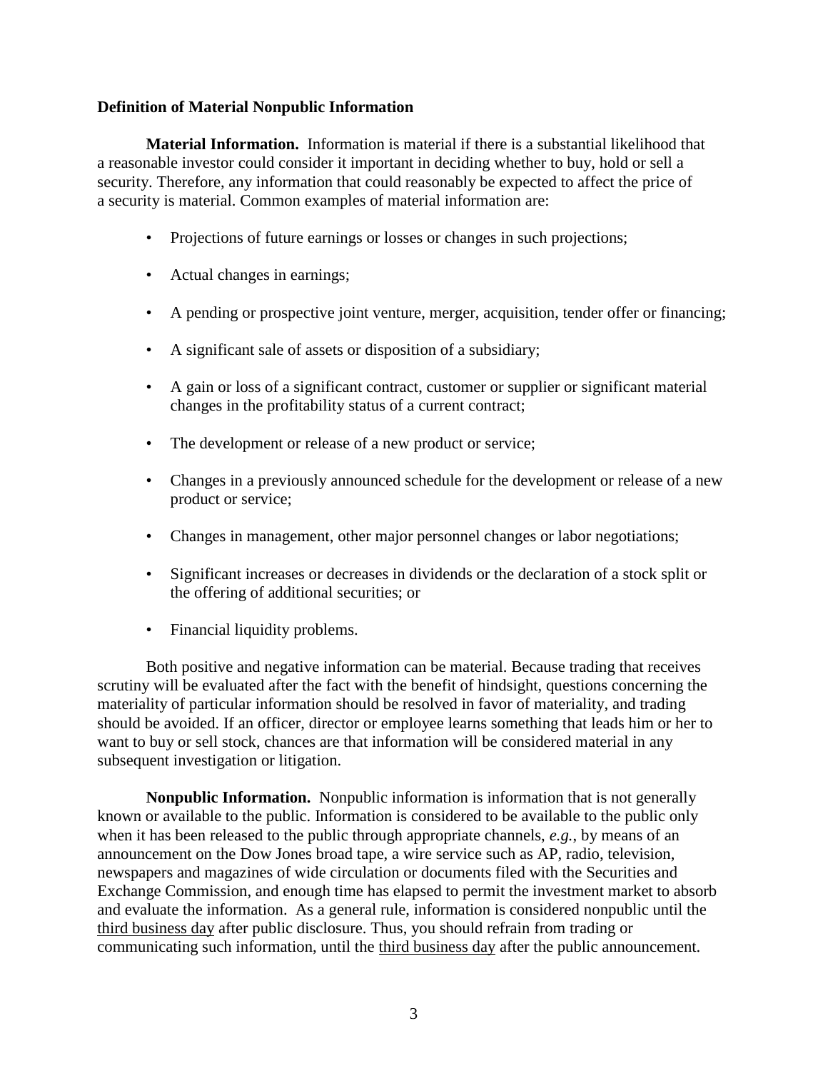**Definition of Material Nonpublic Information**

**Material Information.** Information is material if there is a substantial likelihood that a reasonable investor could consider it important in deciding whether to buy, hold or sell a security. Therefore, any information that could reasonably be expected to affect the price of a security is material. Common examples of material information are:

- Projections of future earnings or losses or changes in such projections;
- Actual changes in earnings;
- A pending or prospective joint venture, merger, acquisition, tender offer or financing;
- A significant sale of assets or disposition of a subsidiary;
- A gain or loss of a significant contract, customer or supplier or significant material changes in the profitability status of a current contract;
- The development or release of a new product or service;
- Changes in a previously announced schedule for the development or release of a new product or service;
- Changes in management, other major personnel changes or labor negotiations;
- Significant increases or decreases in dividends or the declaration of a stock split or the offering of additional securities; or
- Financial liquidity problems.

Both positive and negative information can be material. Because trading that receives scrutiny will be evaluated after the fact with the benefit of hindsight, questions concerning the materiality of particular information should be resolved in favor of materiality, and trading should be avoided. If an officer, director or employee learns something that leads him or her to want to buy or sell stock, chances are that information will be considered material in any subsequent investigation or litigation.

**Nonpublic Information.** Nonpublic information is information that is not generally known or available to the public. Information is considered to be available to the public only when it has been released to the public through appropriate channels, *e.g.*, by means of an announcement on the Dow Jones broad tape, a wire service such as AP, radio, television, newspapers and magazines of wide circulation or documents filed with the Securities and Exchange Commission, and enough time has elapsed to permit the investment market to absorb and evaluate the information. As a general rule, information is considered nonpublic until the <u>third business day</u> after public disclosure. Thus, you should refrain from trading or communicating such information, until the <u>third business day</u> after the public announcement.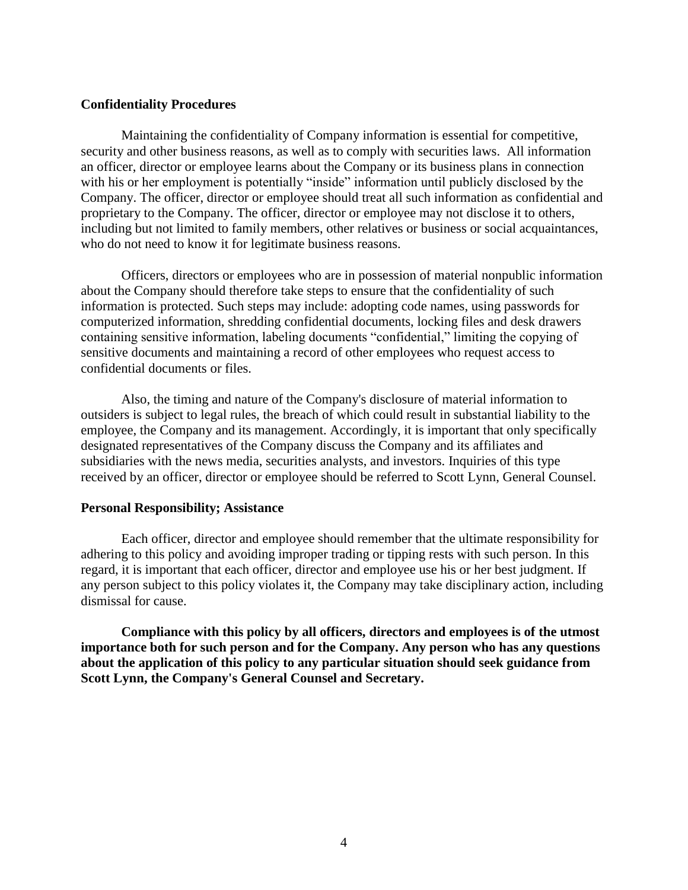**Confidentiality Procedures**

Maintaining the confidentiality of Company information is essential for competitive, security and other business reasons, as well as to comply with securities laws. All information an officer, director or employee learns about the Company or its business plans in connection with his or her employment is potentially "inside" information until publicly disclosed by the Company. The officer, director or employee should treat all such information as confidential and proprietary to the Company. The officer, director or employee may not disclose it to others, including but not limited to family members, other relatives or business or social acquaintances, who do not need to know it for legitimate business reasons.

Officers, directors or employees who are in possession of material nonpublic information about the Company should therefore take steps to ensure that the confidentiality of such information is protected. Such steps may include: adopting code names, using passwords for computerized information, shredding confidential documents, locking files and desk drawers containing sensitive information, labeling documents "confidential," limiting the copying of sensitive documents and maintaining a record of other employees who request access to confidential documents or files.

Also, the timing and nature of the Company's disclosure of material information to outsiders is subject to legal rules, the breach of which could result in substantial liability to the employee, the Company and its management. Accordingly, it is important that only specifically designated representatives of the Company discuss the Company and its affiliates and subsidiaries with the news media, securities analysts, and investors. Inquiries of this type received by an officer, director or employee should be referred to Scott Lynn, General Counsel.

**Personal Responsibility; Assistance**

Each officer, director and employee should remember that the ultimate responsibility for adhering to this policy and avoiding improper trading or tipping rests with such person. In this regard, it is important that each officer, director and employee use his or her best judgment. If any person subject to this policy violates it, the Company may take disciplinary action, including dismissal for cause.

**Compliance with this policy by all officers, directors and employees is of the utmost importance both for such person and for the Company. Any person who has any questions about the application of this policy to any particular situation should seek guidance from Scott Lynn, the Company's General Counsel and Secretary.**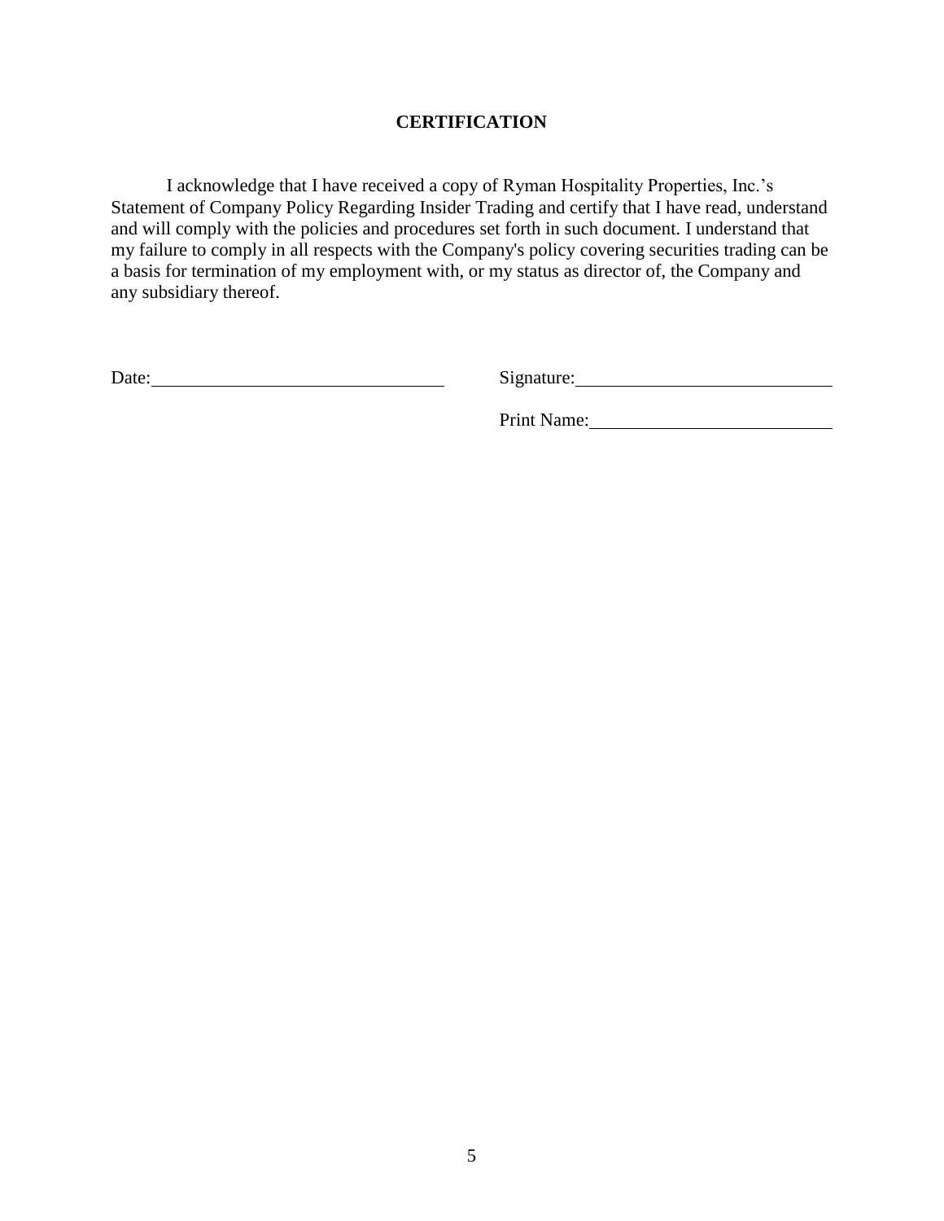## CERTIFICATION

I acknowledge that I have received a copy of Ryman Hospitality Properties, Inc.'s Statement of Company Policy Regarding Insider Trading and certify that I have read, understand and will comply with the policies and procedures set forth in such document. I understand that my failure to comply in all respects with the Company's policy covering securities trading can be a basis for termination of my employment with, or my status as director of, the Company and any subsidiary thereof.

Date:\_\_\_\_\_\_\_\_\_\_\_\_\_\_\_\_\_\_\_\_\_\_\_\_\_\_\_\_\_\_

Signature:\_\_\_\_\_\_\_\_\_\_\_\_\_\_\_\_\_\_\_\_\_\_\_\_\_\_\_\_\_\_

Print Name:\_\_\_\_\_\_\_\_\_\_\_\_\_\_\_\_\_\_\_\_\_\_\_\_\_\_\_\_\_\_